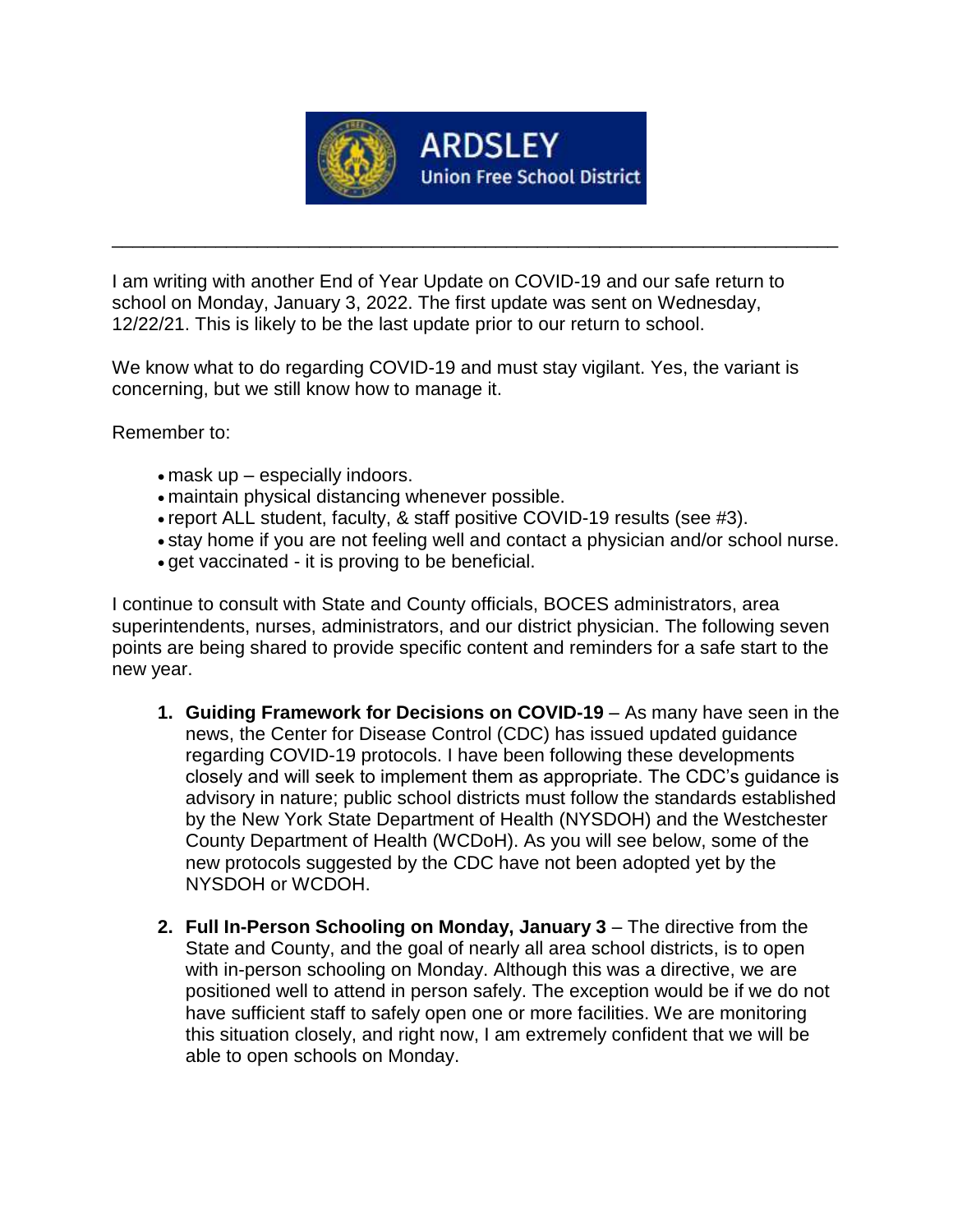ARDSLEY
Union Free School District

---

I am writing with another End of Year Update on COVID-19 and our safe return to school on Monday, January 3, 2022. The first update was sent on Wednesday, 12/22/21. This is likely to be the last update prior to our return to school.

We know what to do regarding COVID-19 and must stay vigilant. Yes, the variant is concerning, but we still know how to manage it.

Remember to:

- mask up – especially indoors.
- maintain physical distancing whenever possible.
- report ALL student, faculty, & staff positive COVID-19 results (see #3).
- stay home if you are not feeling well and contact a physician and/or school nurse.
- get vaccinated - it is proving to be beneficial.

I continue to consult with State and County officials, BOCES administrators, area superintendents, nurses, administrators, and our district physician. The following seven points are being shared to provide specific content and reminders for a safe start to the new year.

1. **Guiding Framework for Decisions on COVID-19** – As many have seen in the news, the Center for Disease Control (CDC) has issued updated guidance regarding COVID-19 protocols. I have been following these developments closely and will seek to implement them as appropriate. The CDC's guidance is advisory in nature; public school districts must follow the standards established by the New York State Department of Health (NYSDOH) and the Westchester County Department of Health (WCDoH). As you will see below, some of the new protocols suggested by the CDC have not been adopted yet by the NYSDOH or WCDOH.

2. **Full In-Person Schooling on Monday, January 3** – The directive from the State and County, and the goal of nearly all area school districts, is to open with in-person schooling on Monday. Although this was a directive, we are positioned well to attend in person safely. The exception would be if we do not have sufficient staff to safely open one or more facilities. We are monitoring this situation closely, and right now, I am extremely confident that we will be able to open schools on Monday.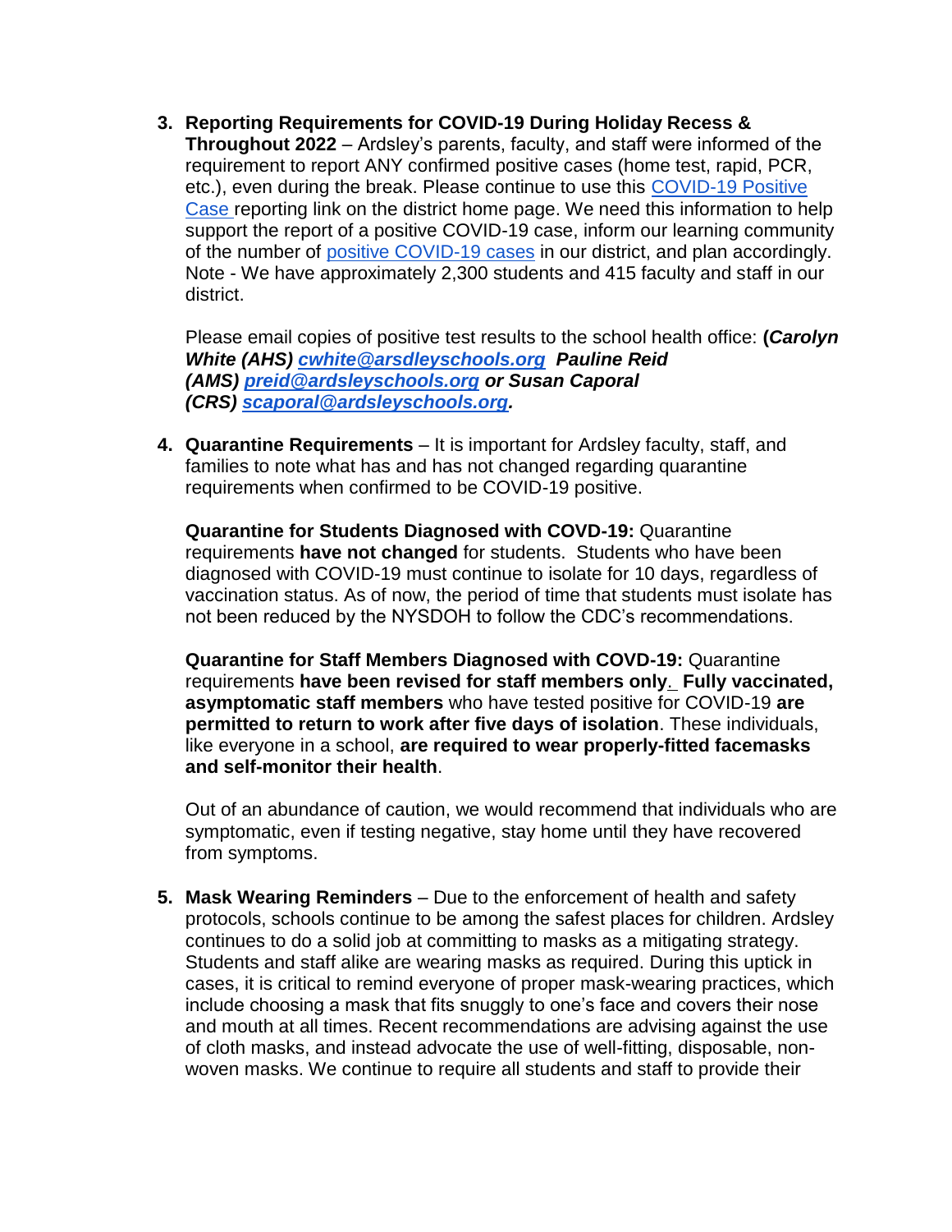3. **Reporting Requirements for COVID-19 During Holiday Recess & Throughout 2022** – Ardsley's parents, faculty, and staff were informed of the requirement to report ANY confirmed positive cases (home test, rapid, PCR, etc.), even during the break. Please continue to use this [COVID-19 Positive Case](#) reporting link on the district home page. We need this information to help support the report of a positive COVID-19 case, inform our learning community of the number of [positive COVID-19 cases](#) in our district, and plan accordingly. Note - We have approximately 2,300 students and 415 faculty and staff in our district.

   Please email copies of positive test results to the school health office: **(*Carolyn White (AHS) [cwhite@arsdleyschools.org](mailto:cwhite@arsdleyschools.org) Pauline Reid (AMS) [preid@ardsleyschools.org](mailto:preid@ardsleyschools.org) or Susan Caporal (CRS) [scaporal@ardsleyschools.org](mailto:scaporal@ardsleyschools.org).***

4. **Quarantine Requirements** – It is important for Ardsley faculty, staff, and families to note what has and has not changed regarding quarantine requirements when confirmed to be COVID-19 positive.

   **Quarantine for Students Diagnosed with COVD-19:** Quarantine requirements **have not changed** for students. Students who have been diagnosed with COVID-19 must continue to isolate for 10 days, regardless of vaccination status. As of now, the period of time that students must isolate has not been reduced by the NYSDOH to follow the CDC's recommendations.

   **Quarantine for Staff Members Diagnosed with COVD-19:** Quarantine requirements **have been revised for staff members only**. **Fully vaccinated, asymptomatic staff members** who have tested positive for COVID-19 **are permitted to return to work after five days of isolation**. These individuals, like everyone in a school, **are required to wear properly-fitted facemasks and self-monitor their health**.

   Out of an abundance of caution, we would recommend that individuals who are symptomatic, even if testing negative, stay home until they have recovered from symptoms.

5. **Mask Wearing Reminders** – Due to the enforcement of health and safety protocols, schools continue to be among the safest places for children. Ardsley continues to do a solid job at committing to masks as a mitigating strategy. Students and staff alike are wearing masks as required. During this uptick in cases, it is critical to remind everyone of proper mask-wearing practices, which include choosing a mask that fits snuggly to one's face and covers their nose and mouth at all times. Recent recommendations are advising against the use of cloth masks, and instead advocate the use of well-fitting, disposable, non-woven masks. We continue to require all students and staff to provide their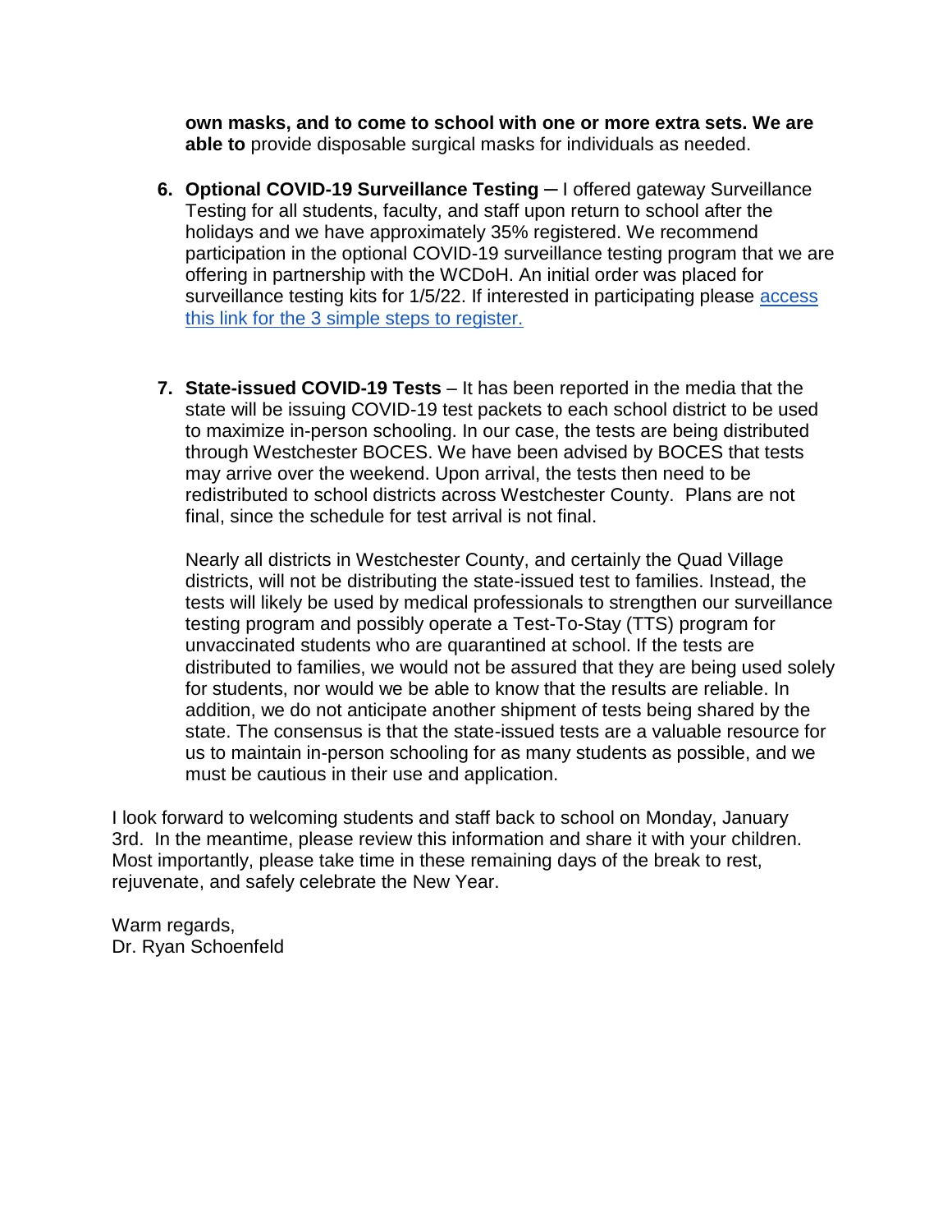**own masks, and to come to school with one or more extra sets. We are able to** provide disposable surgical masks for individuals as needed.

6. **Optional COVID-19 Surveillance Testing** ─ I offered gateway Surveillance Testing for all students, faculty, and staff upon return to school after the holidays and we have approximately 35% registered. We recommend participation in the optional COVID-19 surveillance testing program that we are offering in partnership with the WCDoH. An initial order was placed for surveillance testing kits for 1/5/22. If interested in participating please access this link for the 3 simple steps to register.

7. **State-issued COVID-19 Tests** – It has been reported in the media that the state will be issuing COVID-19 test packets to each school district to be used to maximize in-person schooling. In our case, the tests are being distributed through Westchester BOCES. We have been advised by BOCES that tests may arrive over the weekend. Upon arrival, the tests then need to be redistributed to school districts across Westchester County. Plans are not final, since the schedule for test arrival is not final.

   Nearly all districts in Westchester County, and certainly the Quad Village districts, will not be distributing the state-issued test to families. Instead, the tests will likely be used by medical professionals to strengthen our surveillance testing program and possibly operate a Test-To-Stay (TTS) program for unvaccinated students who are quarantined at school. If the tests are distributed to families, we would not be assured that they are being used solely for students, nor would we be able to know that the results are reliable. In addition, we do not anticipate another shipment of tests being shared by the state. The consensus is that the state-issued tests are a valuable resource for us to maintain in-person schooling for as many students as possible, and we must be cautious in their use and application.

I look forward to welcoming students and staff back to school on Monday, January 3rd. In the meantime, please review this information and share it with your children. Most importantly, please take time in these remaining days of the break to rest, rejuvenate, and safely celebrate the New Year.

Warm regards,
Dr. Ryan Schoenfeld